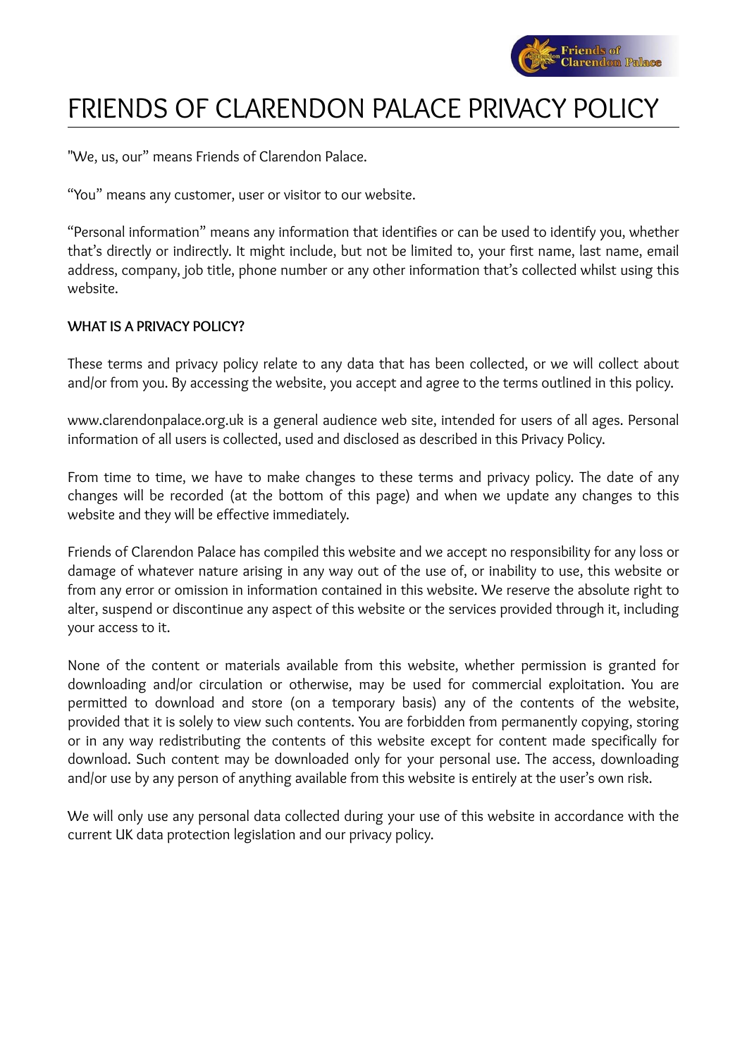# FRIENDS OF CLARENDON PALACE PRIVACY POLICY

"We, us, our" means Friends of Clarendon Palace.

"You" means any customer, user or visitor to our website.

"Personal information" means any information that identifies or can be used to identify you, whether that's directly or indirectly. It might include, but not be limited to, your first name, last name, email address, company, job title, phone number or any other information that's collected whilst using this website.

**WHAT IS A PRIVACY POLICY?**

These terms and privacy policy relate to any data that has been collected, or we will collect about and/or from you. By accessing the website, you accept and agree to the terms outlined in this policy.

www.clarendonpalace.org.uk is a general audience web site, intended for users of all ages. Personal information of all users is collected, used and disclosed as described in this Privacy Policy.

From time to time, we have to make changes to these terms and privacy policy. The date of any changes will be recorded (at the bottom of this page) and when we update any changes to this website and they will be effective immediately.

Friends of Clarendon Palace has compiled this website and we accept no responsibility for any loss or damage of whatever nature arising in any way out of the use of, or inability to use, this website or from any error or omission in information contained in this website. We reserve the absolute right to alter, suspend or discontinue any aspect of this website or the services provided through it, including your access to it.

None of the content or materials available from this website, whether permission is granted for downloading and/or circulation or otherwise, may be used for commercial exploitation. You are permitted to download and store (on a temporary basis) any of the contents of the website, provided that it is solely to view such contents. You are forbidden from permanently copying, storing or in any way redistributing the contents of this website except for content made specifically for download. Such content may be downloaded only for your personal use. The access, downloading and/or use by any person of anything available from this website is entirely at the user's own risk.

We will only use any personal data collected during your use of this website in accordance with the current UK data protection legislation and our privacy policy.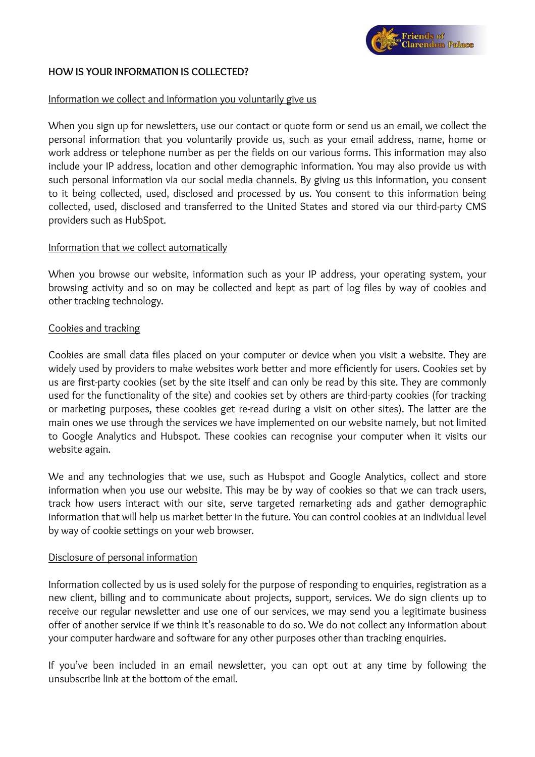**HOW IS YOUR INFORMATION IS COLLECTED?**

Information we collect and information you voluntarily give us

When you sign up for newsletters, use our contact or quote form or send us an email, we collect the personal information that you voluntarily provide us, such as your email address, name, home or work address or telephone number as per the fields on our various forms. This information may also include your IP address, location and other demographic information. You may also provide us with such personal information via our social media channels. By giving us this information, you consent to it being collected, used, disclosed and processed by us. You consent to this information being collected, used, disclosed and transferred to the United States and stored via our third-party CMS providers such as HubSpot.

Information that we collect automatically

When you browse our website, information such as your IP address, your operating system, your browsing activity and so on may be collected and kept as part of log files by way of cookies and other tracking technology.

Cookies and tracking

Cookies are small data files placed on your computer or device when you visit a website. They are widely used by providers to make websites work better and more efficiently for users. Cookies set by us are first-party cookies (set by the site itself and can only be read by this site. They are commonly used for the functionality of the site) and cookies set by others are third-party cookies (for tracking or marketing purposes, these cookies get re-read during a visit on other sites). The latter are the main ones we use through the services we have implemented on our website namely, but not limited to Google Analytics and Hubspot. These cookies can recognise your computer when it visits our website again.

We and any technologies that we use, such as Hubspot and Google Analytics, collect and store information when you use our website. This may be by way of cookies so that we can track users, track how users interact with our site, serve targeted remarketing ads and gather demographic information that will help us market better in the future. You can control cookies at an individual level by way of cookie settings on your web browser.

Disclosure of personal information

Information collected by us is used solely for the purpose of responding to enquiries, registration as a new client, billing and to communicate about projects, support, services. We do sign clients up to receive our regular newsletter and use one of our services, we may send you a legitimate business offer of another service if we think it's reasonable to do so. We do not collect any information about your computer hardware and software for any other purposes other than tracking enquiries.

If you've been included in an email newsletter, you can opt out at any time by following the unsubscribe link at the bottom of the email.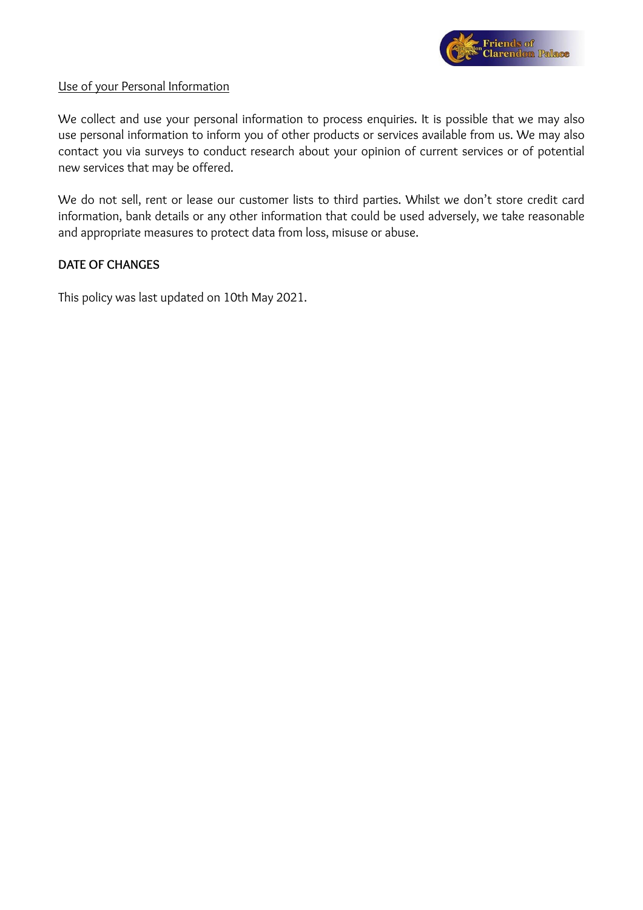Use of your Personal Information

We collect and use your personal information to process enquiries. It is possible that we may also use personal information to inform you of other products or services available from us. We may also contact you via surveys to conduct research about your opinion of current services or of potential new services that may be offered.

We do not sell, rent or lease our customer lists to third parties. Whilst we don't store credit card information, bank details or any other information that could be used adversely, we take reasonable and appropriate measures to protect data from loss, misuse or abuse.

## DATE OF CHANGES

This policy was last updated on 10th May 2021.